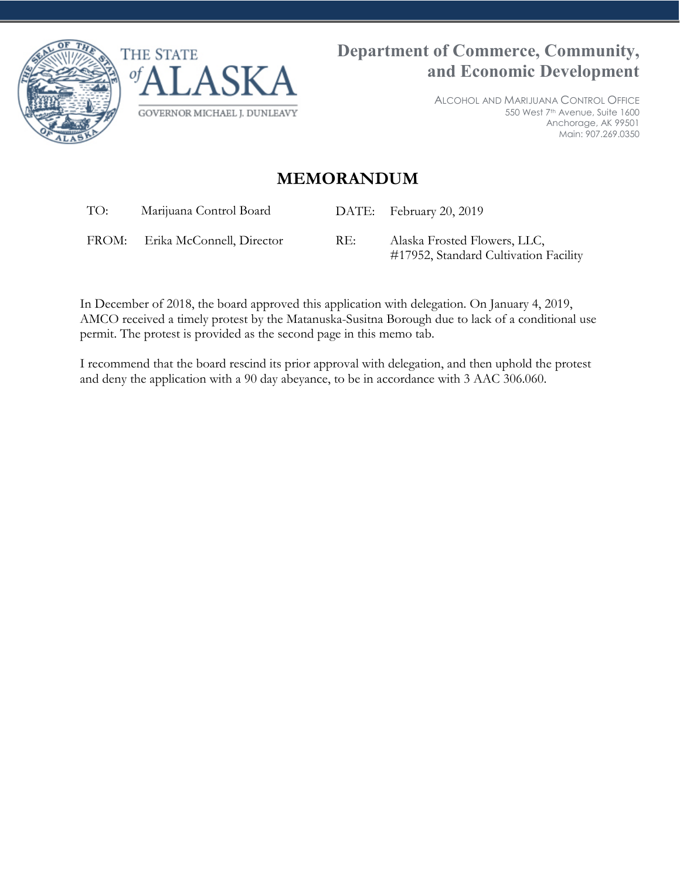THE STATE of ALASKA

GOVERNOR MICHAEL J. DUNLEAVY

**Department of Commerce, Community, and Economic Development**

ALCOHOL AND MARIJUANA CONTROL OFFICE
550 West 7th Avenue, Suite 1600
Anchorage, AK 99501
Main: 907.269.0350

# MEMORANDUM

| | | | |
|---|---|---|---|
| TO: | Marijuana Control Board | DATE: | February 20, 2019 |
| FROM: | Erika McConnell, Director | RE: | Alaska Frosted Flowers, LLC, #17952, Standard Cultivation Facility |

In December of 2018, the board approved this application with delegation. On January 4, 2019, AMCO received a timely protest by the Matanuska-Susitna Borough due to lack of a conditional use permit. The protest is provided as the second page in this memo tab.

I recommend that the board rescind its prior approval with delegation, and then uphold the protest and deny the application with a 90 day abeyance, to be in accordance with 3 AAC 306.060.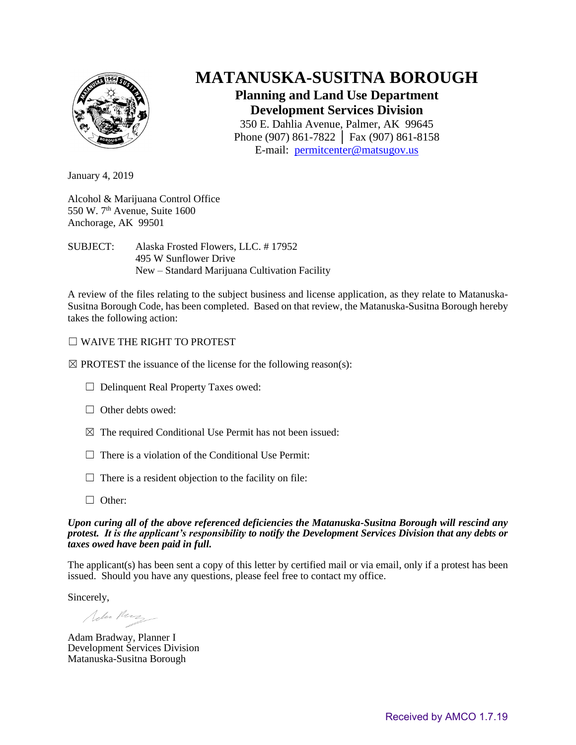# MATANUSKA-SUSITNA BOROUGH

**Planning and Land Use Department**
**Development Services Division**
350 E. Dahlia Avenue, Palmer, AK 99645
Phone (907) 861-7822 │ Fax (907) 861-8158
E-mail: permitcenter@matsugov.us

January 4, 2019

Alcohol & Marijuana Control Office
550 W. 7th Avenue, Suite 1600
Anchorage, AK 99501

SUBJECT: Alaska Frosted Flowers, LLC. # 17952
495 W Sunflower Drive
New – Standard Marijuana Cultivation Facility

A review of the files relating to the subject business and license application, as they relate to Matanuska-Susitna Borough Code, has been completed. Based on that review, the Matanuska-Susitna Borough hereby takes the following action:

☐ WAIVE THE RIGHT TO PROTEST

☒ PROTEST the issuance of the license for the following reason(s):

- ☐ Delinquent Real Property Taxes owed:
- ☐ Other debts owed:
- ☒ The required Conditional Use Permit has not been issued:
- ☐ There is a violation of the Conditional Use Permit:
- ☐ There is a resident objection to the facility on file:
- ☐ Other:

***Upon curing all of the above referenced deficiencies the Matanuska-Susitna Borough will rescind any protest. It is the applicant's responsibility to notify the Development Services Division that any debts or taxes owed have been paid in full.***

The applicant(s) has been sent a copy of this letter by certified mail or via email, only if a protest has been issued. Should you have any questions, please feel free to contact my office.

Sincerely,

Adam Bradway, Planner I
Development Services Division
Matanuska-Susitna Borough

Received by AMCO 1.7.19